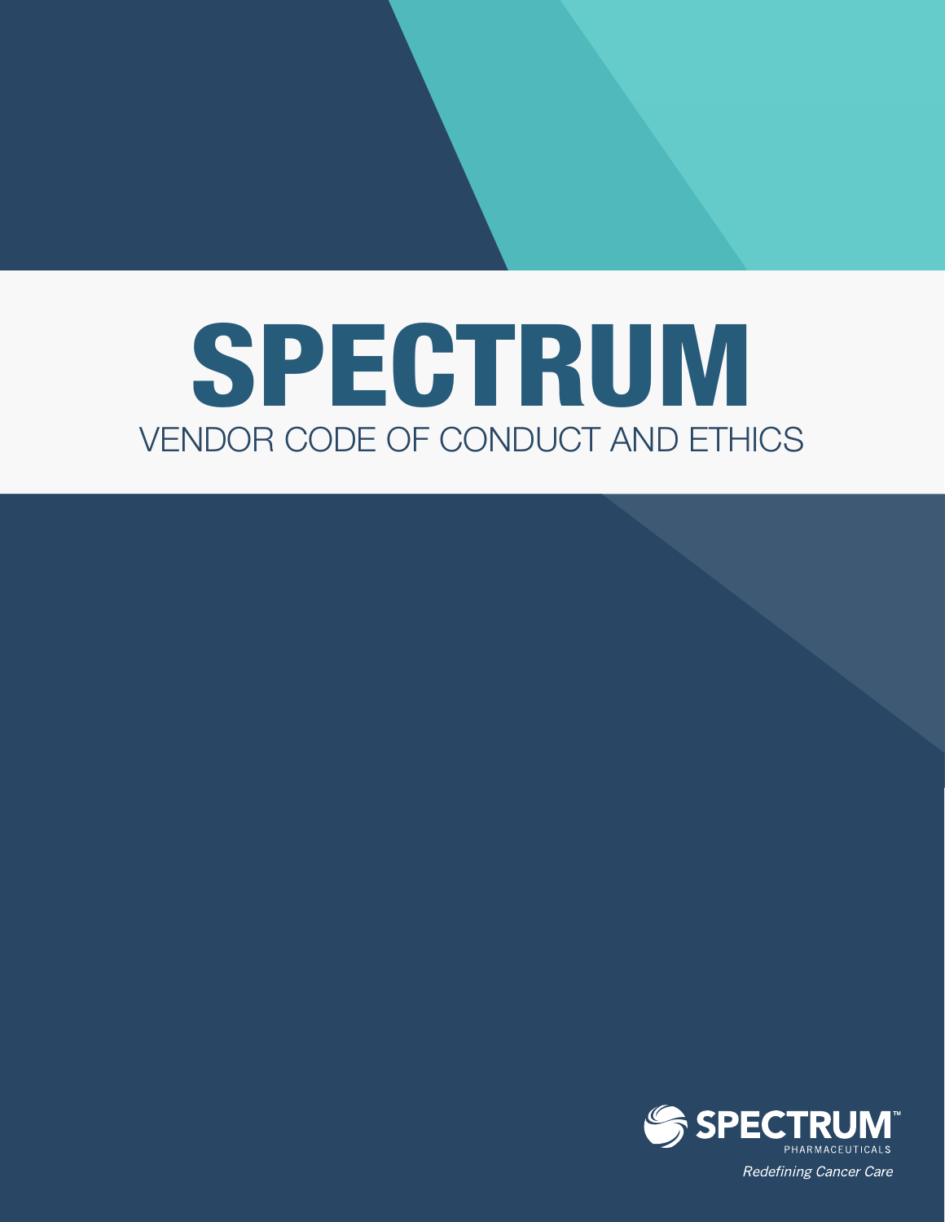# SPECTRUM

## VENDOR CODE OF CONDUCT AND ETHICS

SPECTRUM™
PHARMACEUTICALS

*Redefining Cancer Care*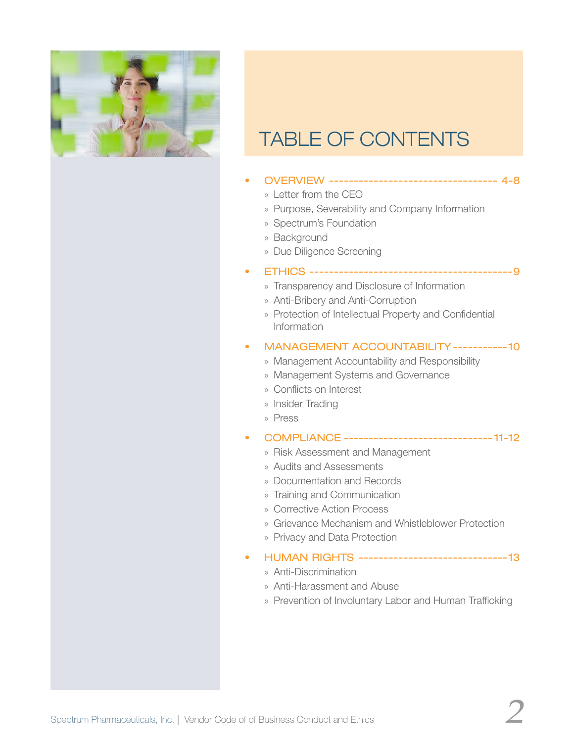# TABLE OF CONTENTS

- **OVERVIEW** ---------------------------------- 4-8
  - » Letter from the CEO
  - » Purpose, Severability and Company Information
  - » Spectrum's Foundation
  - » Background
  - » Due Diligence Screening
- **ETHICS** ----------------------------------------- 9
  - » Transparency and Disclosure of Information
  - » Anti-Bribery and Anti-Corruption
  - » Protection of Intellectual Property and Confidential Information
- **MANAGEMENT ACCOUNTABILITY** ----------- 10
  - » Management Accountability and Responsibility
  - » Management Systems and Governance
  - » Conflicts on Interest
  - » Insider Trading
  - » Press
- **COMPLIANCE** ------------------------------ 11-12
  - » Risk Assessment and Management
  - » Audits and Assessments
  - » Documentation and Records
  - » Training and Communication
  - » Corrective Action Process
  - » Grievance Mechanism and Whistleblower Protection
  - » Privacy and Data Protection
- **HUMAN RIGHTS** ------------------------------ 13
  - » Anti-Discrimination
  - » Anti-Harassment and Abuse
  - » Prevention of Involuntary Labor and Human Trafficking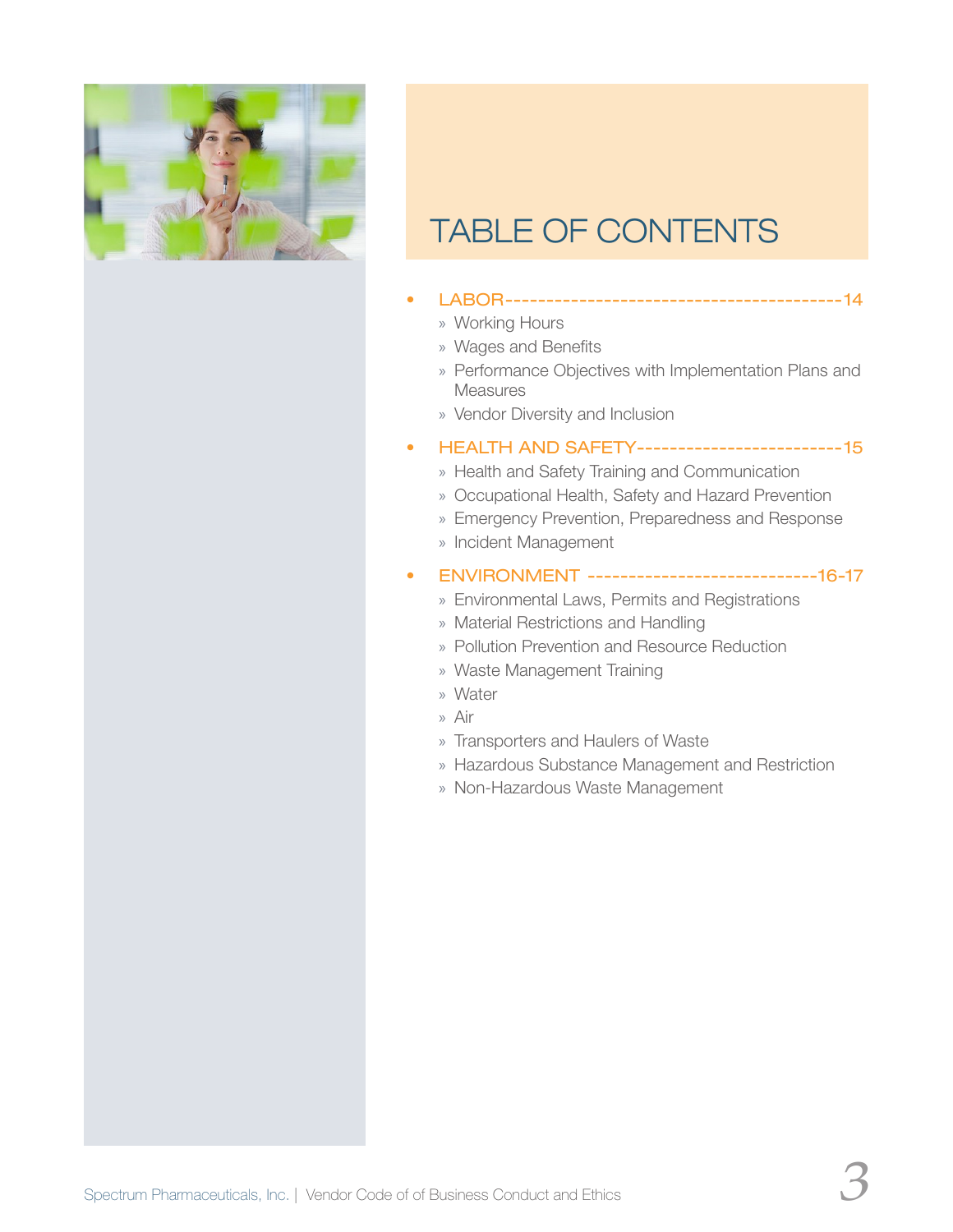# TABLE OF CONTENTS

- LABOR-----------------------------------------14
  - Working Hours
  - Wages and Benefits
  - Performance Objectives with Implementation Plans and Measures
  - Vendor Diversity and Inclusion
- HEALTH AND SAFETY-------------------------15
  - Health and Safety Training and Communication
  - Occupational Health, Safety and Hazard Prevention
  - Emergency Prevention, Preparedness and Response
  - Incident Management
- ENVIRONMENT ----------------------------16-17
  - Environmental Laws, Permits and Registrations
  - Material Restrictions and Handling
  - Pollution Prevention and Resource Reduction
  - Waste Management Training
  - Water
  - Air
  - Transporters and Haulers of Waste
  - Hazardous Substance Management and Restriction
  - Non-Hazardous Waste Management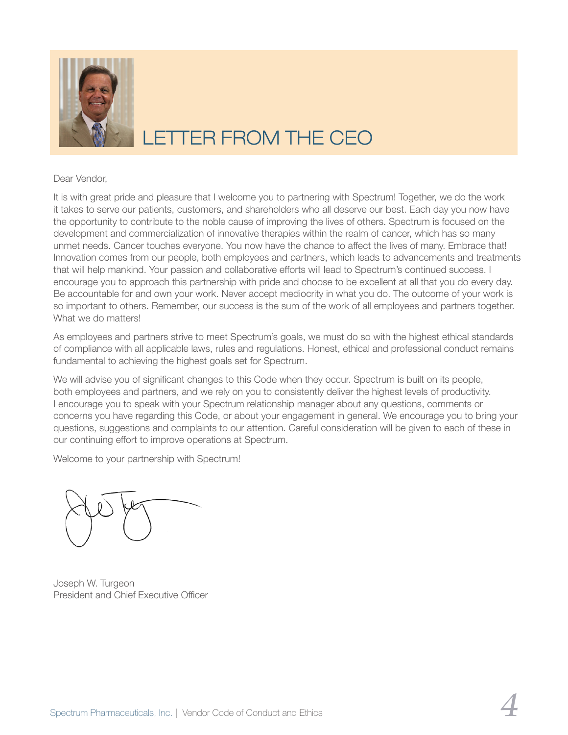# LETTER FROM THE CEO

Dear Vendor,

It is with great pride and pleasure that I welcome you to partnering with Spectrum! Together, we do the work it takes to serve our patients, customers, and shareholders who all deserve our best. Each day you now have the opportunity to contribute to the noble cause of improving the lives of others. Spectrum is focused on the development and commercialization of innovative therapies within the realm of cancer, which has so many unmet needs. Cancer touches everyone. You now have the chance to affect the lives of many. Embrace that! Innovation comes from our people, both employees and partners, which leads to advancements and treatments that will help mankind. Your passion and collaborative efforts will lead to Spectrum's continued success. I encourage you to approach this partnership with pride and choose to be excellent at all that you do every day. Be accountable for and own your work. Never accept mediocrity in what you do. The outcome of your work is so important to others. Remember, our success is the sum of the work of all employees and partners together. What we do matters!

As employees and partners strive to meet Spectrum's goals, we must do so with the highest ethical standards of compliance with all applicable laws, rules and regulations. Honest, ethical and professional conduct remains fundamental to achieving the highest goals set for Spectrum.

We will advise you of significant changes to this Code when they occur. Spectrum is built on its people, both employees and partners, and we rely on you to consistently deliver the highest levels of productivity. I encourage you to speak with your Spectrum relationship manager about any questions, comments or concerns you have regarding this Code, or about your engagement in general. We encourage you to bring your questions, suggestions and complaints to our attention. Careful consideration will be given to each of these in our continuing effort to improve operations at Spectrum.

Welcome to your partnership with Spectrum!

Joseph W. Turgeon
President and Chief Executive Officer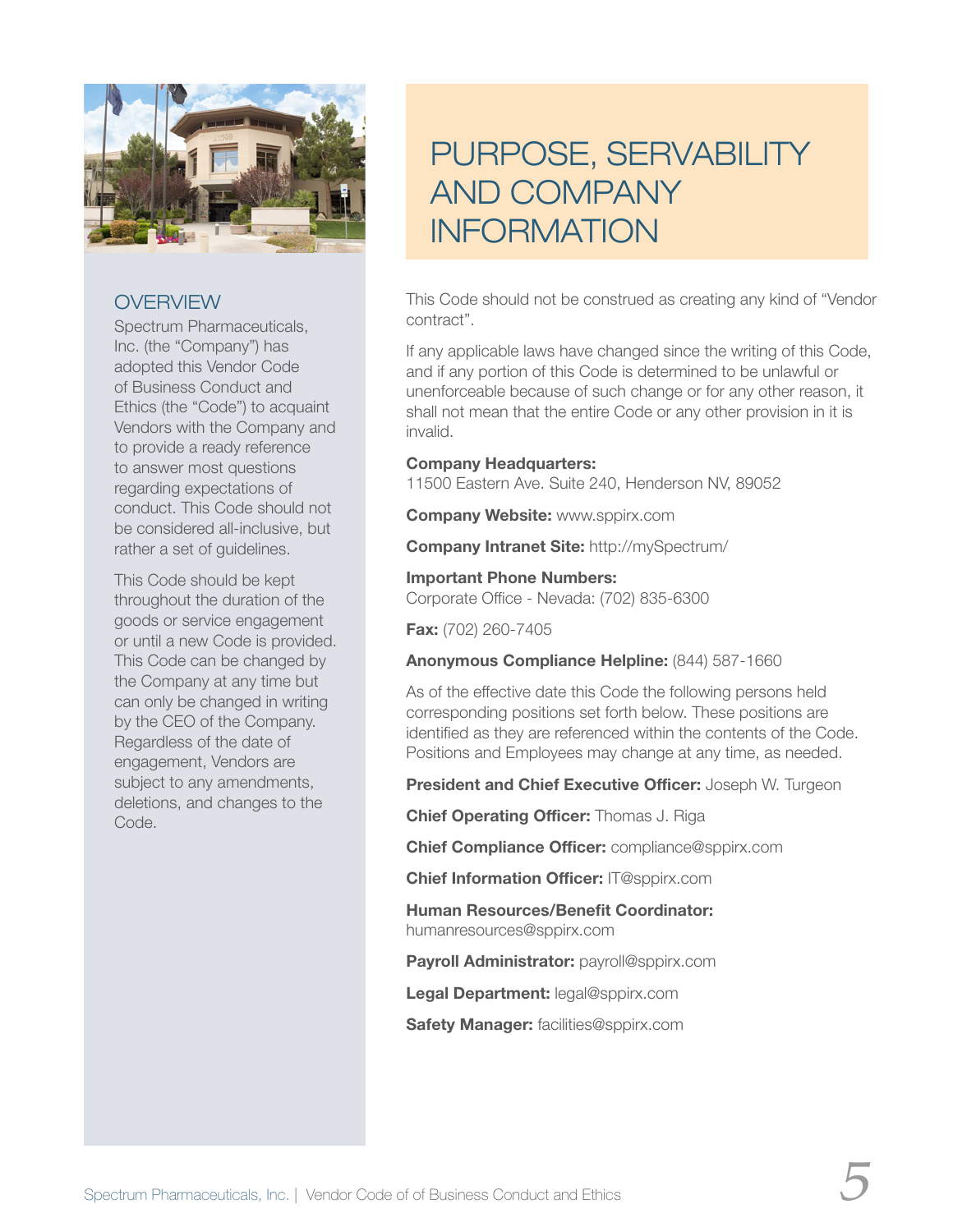# PURPOSE, SERVABILITY AND COMPANY INFORMATION

## OVERVIEW

Spectrum Pharmaceuticals, Inc. (the "Company") has adopted this Vendor Code of Business Conduct and Ethics (the "Code") to acquaint Vendors with the Company and to provide a ready reference to answer most questions regarding expectations of conduct. This Code should not be considered all-inclusive, but rather a set of guidelines.

This Code should be kept throughout the duration of the goods or service engagement or until a new Code is provided. This Code can be changed by the Company at any time but can only be changed in writing by the CEO of the Company. Regardless of the date of engagement, Vendors are subject to any amendments, deletions, and changes to the Code.

This Code should not be construed as creating any kind of "Vendor contract".

If any applicable laws have changed since the writing of this Code, and if any portion of this Code is determined to be unlawful or unenforceable because of such change or for any other reason, it shall not mean that the entire Code or any other provision in it is invalid.

**Company Headquarters:**
11500 Eastern Ave. Suite 240, Henderson NV, 89052

**Company Website:** www.sppirx.com

**Company Intranet Site:** http://mySpectrum/

**Important Phone Numbers:**
Corporate Office - Nevada: (702) 835-6300

**Fax:** (702) 260-7405

**Anonymous Compliance Helpline:** (844) 587-1660

As of the effective date this Code the following persons held corresponding positions set forth below. These positions are identified as they are referenced within the contents of the Code. Positions and Employees may change at any time, as needed.

**President and Chief Executive Officer:** Joseph W. Turgeon

**Chief Operating Officer:** Thomas J. Riga

**Chief Compliance Officer:** compliance@sppirx.com

**Chief Information Officer:** IT@sppirx.com

**Human Resources/Benefit Coordinator:**
humanresources@sppirx.com

**Payroll Administrator:** payroll@sppirx.com

**Legal Department:** legal@sppirx.com

**Safety Manager:** facilities@sppirx.com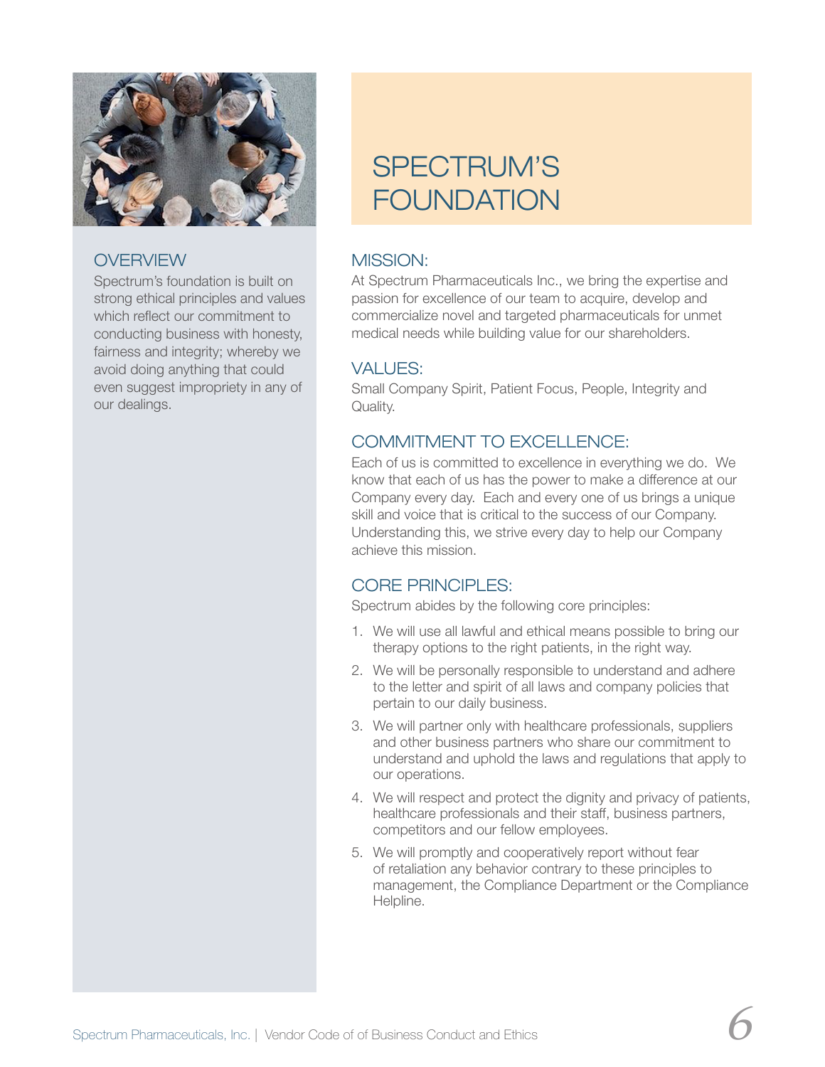# SPECTRUM'S FOUNDATION

## OVERVIEW

Spectrum's foundation is built on strong ethical principles and values which reflect our commitment to conducting business with honesty, fairness and integrity; whereby we avoid doing anything that could even suggest impropriety in any of our dealings.

## MISSION:

At Spectrum Pharmaceuticals Inc., we bring the expertise and passion for excellence of our team to acquire, develop and commercialize novel and targeted pharmaceuticals for unmet medical needs while building value for our shareholders.

## VALUES:

Small Company Spirit, Patient Focus, People, Integrity and Quality.

## COMMITMENT TO EXCELLENCE:

Each of us is committed to excellence in everything we do. We know that each of us has the power to make a difference at our Company every day. Each and every one of us brings a unique skill and voice that is critical to the success of our Company. Understanding this, we strive every day to help our Company achieve this mission.

## CORE PRINCIPLES:

Spectrum abides by the following core principles:

1. We will use all lawful and ethical means possible to bring our therapy options to the right patients, in the right way.
2. We will be personally responsible to understand and adhere to the letter and spirit of all laws and company policies that pertain to our daily business.
3. We will partner only with healthcare professionals, suppliers and other business partners who share our commitment to understand and uphold the laws and regulations that apply to our operations.
4. We will respect and protect the dignity and privacy of patients, healthcare professionals and their staff, business partners, competitors and our fellow employees.
5. We will promptly and cooperatively report without fear of retaliation any behavior contrary to these principles to management, the Compliance Department or the Compliance Helpline.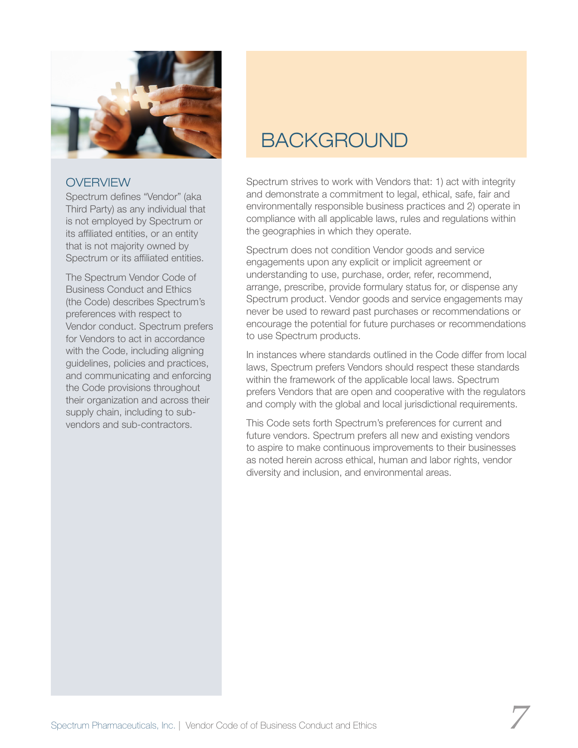## OVERVIEW

Spectrum defines "Vendor" (aka Third Party) as any individual that is not employed by Spectrum or its affiliated entities, or an entity that is not majority owned by Spectrum or its affiliated entities.

The Spectrum Vendor Code of Business Conduct and Ethics (the Code) describes Spectrum's preferences with respect to Vendor conduct. Spectrum prefers for Vendors to act in accordance with the Code, including aligning guidelines, policies and practices, and communicating and enforcing the Code provisions throughout their organization and across their supply chain, including to sub-vendors and sub-contractors.

# BACKGROUND

Spectrum strives to work with Vendors that: 1) act with integrity and demonstrate a commitment to legal, ethical, safe, fair and environmentally responsible business practices and 2) operate in compliance with all applicable laws, rules and regulations within the geographies in which they operate.

Spectrum does not condition Vendor goods and service engagements upon any explicit or implicit agreement or understanding to use, purchase, order, refer, recommend, arrange, prescribe, provide formulary status for, or dispense any Spectrum product. Vendor goods and service engagements may never be used to reward past purchases or recommendations or encourage the potential for future purchases or recommendations to use Spectrum products.

In instances where standards outlined in the Code differ from local laws, Spectrum prefers Vendors should respect these standards within the framework of the applicable local laws. Spectrum prefers Vendors that are open and cooperative with the regulators and comply with the global and local jurisdictional requirements.

This Code sets forth Spectrum's preferences for current and future vendors. Spectrum prefers all new and existing vendors to aspire to make continuous improvements to their businesses as noted herein across ethical, human and labor rights, vendor diversity and inclusion, and environmental areas.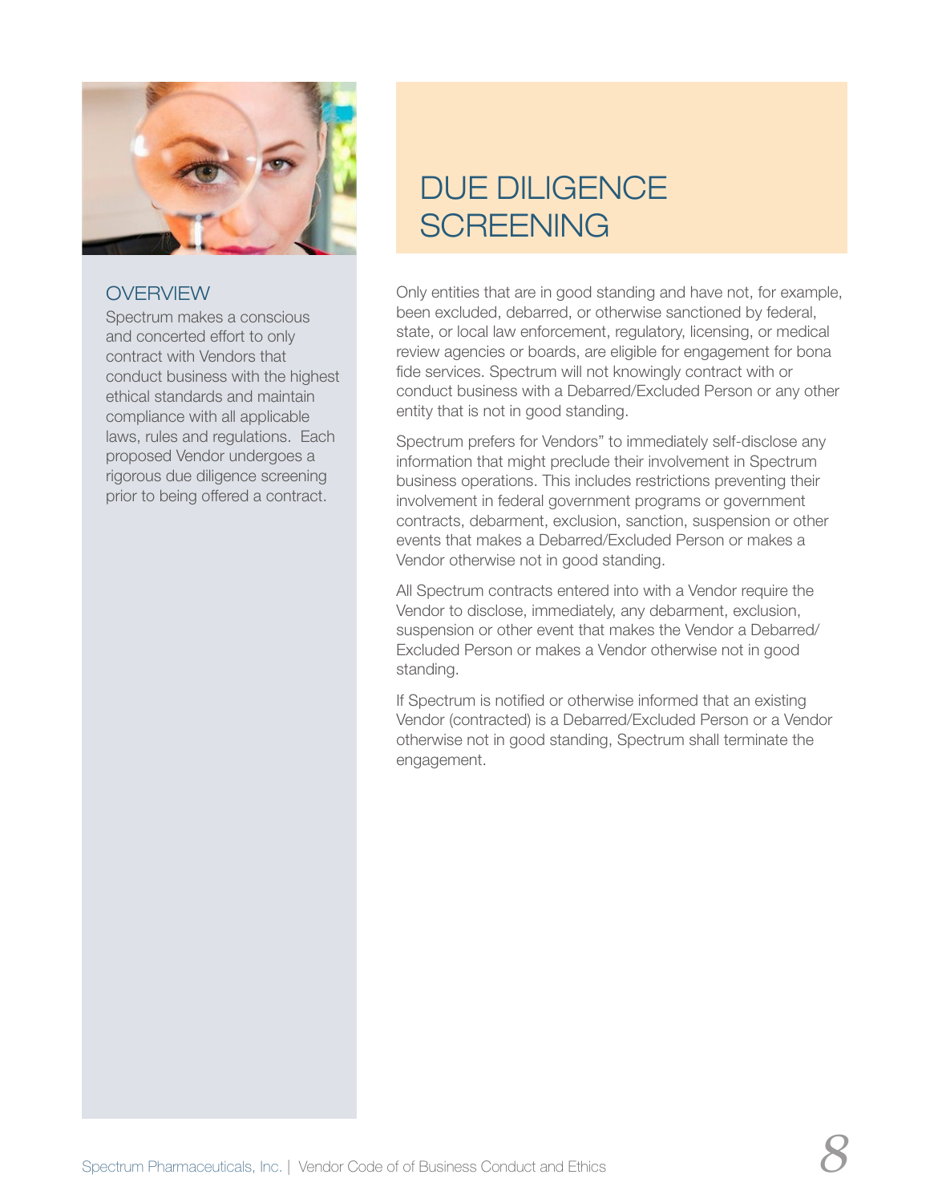# DUE DILIGENCE SCREENING

## OVERVIEW

Spectrum makes a conscious and concerted effort to only contract with Vendors that conduct business with the highest ethical standards and maintain compliance with all applicable laws, rules and regulations. Each proposed Vendor undergoes a rigorous due diligence screening prior to being offered a contract.

Only entities that are in good standing and have not, for example, been excluded, debarred, or otherwise sanctioned by federal, state, or local law enforcement, regulatory, licensing, or medical review agencies or boards, are eligible for engagement for bona fide services. Spectrum will not knowingly contract with or conduct business with a Debarred/Excluded Person or any other entity that is not in good standing.

Spectrum prefers for Vendors" to immediately self-disclose any information that might preclude their involvement in Spectrum business operations. This includes restrictions preventing their involvement in federal government programs or government contracts, debarment, exclusion, sanction, suspension or other events that makes a Debarred/Excluded Person or makes a Vendor otherwise not in good standing.

All Spectrum contracts entered into with a Vendor require the Vendor to disclose, immediately, any debarment, exclusion, suspension or other event that makes the Vendor a Debarred/Excluded Person or makes a Vendor otherwise not in good standing.

If Spectrum is notified or otherwise informed that an existing Vendor (contracted) is a Debarred/Excluded Person or a Vendor otherwise not in good standing, Spectrum shall terminate the engagement.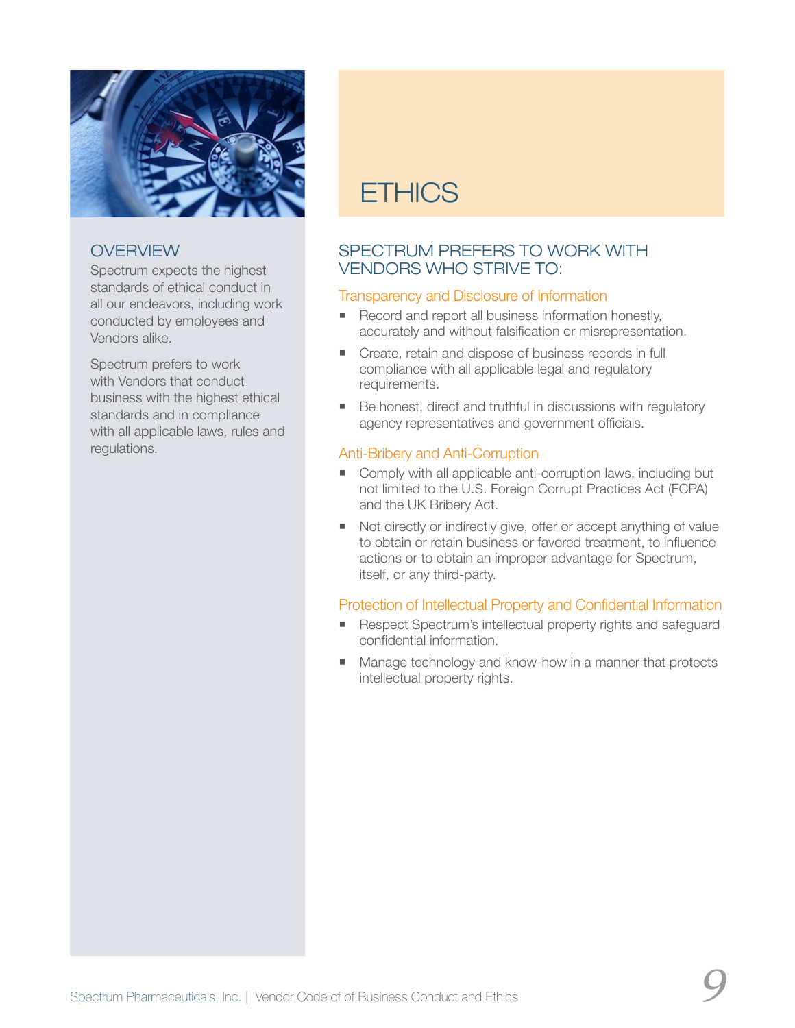# ETHICS

## OVERVIEW

Spectrum expects the highest standards of ethical conduct in all our endeavors, including work conducted by employees and Vendors alike.

Spectrum prefers to work with Vendors that conduct business with the highest ethical standards and in compliance with all applicable laws, rules and regulations.

## SPECTRUM PREFERS TO WORK WITH VENDORS WHO STRIVE TO:

### Transparency and Disclosure of Information

- Record and report all business information honestly, accurately and without falsification or misrepresentation.
- Create, retain and dispose of business records in full compliance with all applicable legal and regulatory requirements.
- Be honest, direct and truthful in discussions with regulatory agency representatives and government officials.

### Anti-Bribery and Anti-Corruption

- Comply with all applicable anti-corruption laws, including but not limited to the U.S. Foreign Corrupt Practices Act (FCPA) and the UK Bribery Act.
- Not directly or indirectly give, offer or accept anything of value to obtain or retain business or favored treatment, to influence actions or to obtain an improper advantage for Spectrum, itself, or any third-party.

### Protection of Intellectual Property and Confidential Information

- Respect Spectrum's intellectual property rights and safeguard confidential information.
- Manage technology and know-how in a manner that protects intellectual property rights.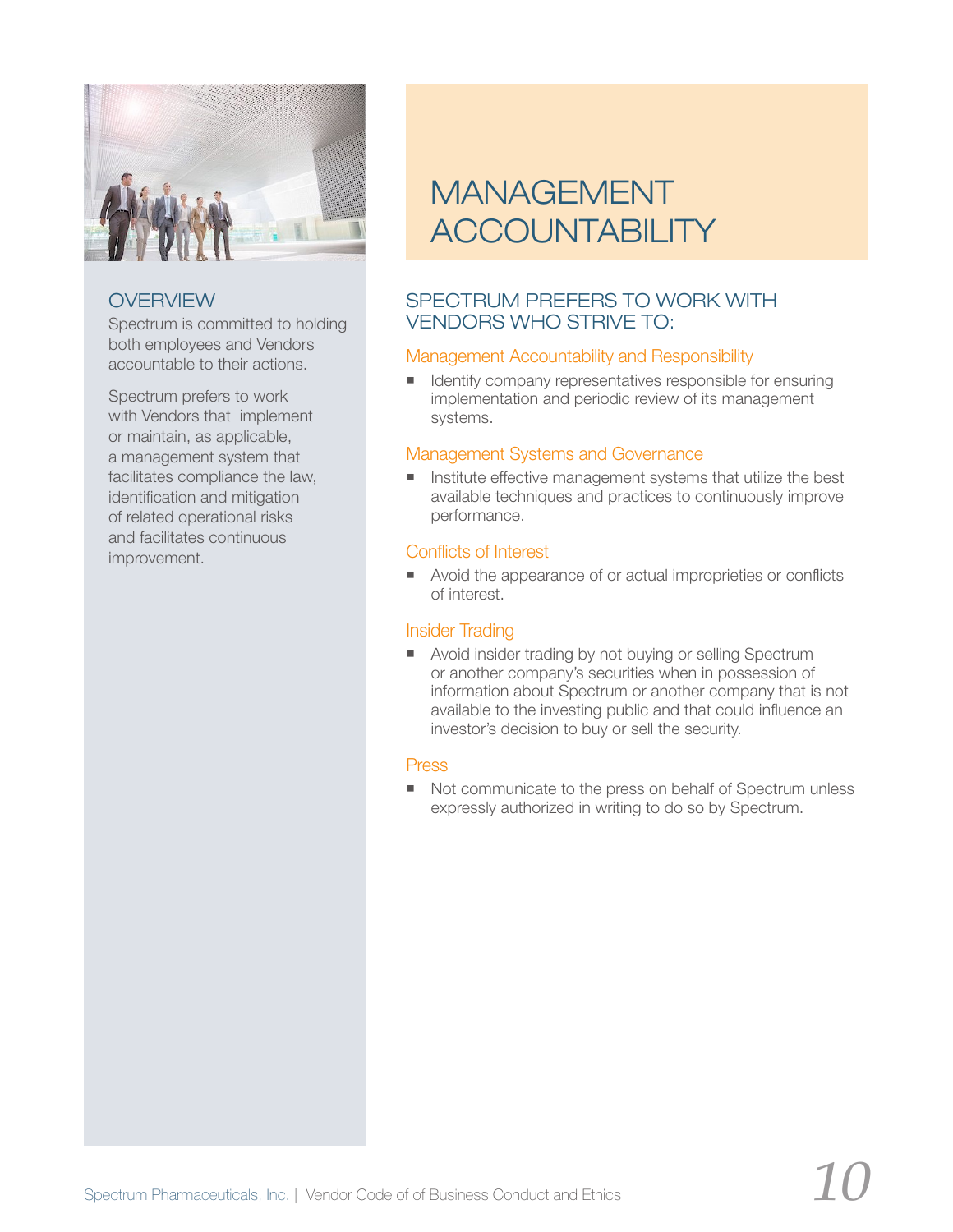# MANAGEMENT ACCOUNTABILITY

## OVERVIEW

Spectrum is committed to holding both employees and Vendors accountable to their actions.

Spectrum prefers to work with Vendors that implement or maintain, as applicable, a management system that facilitates compliance the law, identification and mitigation of related operational risks and facilitates continuous improvement.

## SPECTRUM PREFERS TO WORK WITH VENDORS WHO STRIVE TO:

### Management Accountability and Responsibility

- Identify company representatives responsible for ensuring implementation and periodic review of its management systems.

### Management Systems and Governance

- Institute effective management systems that utilize the best available techniques and practices to continuously improve performance.

### Conflicts of Interest

- Avoid the appearance of or actual improprieties or conflicts of interest.

### Insider Trading

- Avoid insider trading by not buying or selling Spectrum or another company's securities when in possession of information about Spectrum or another company that is not available to the investing public and that could influence an investor's decision to buy or sell the security.

### Press

- Not communicate to the press on behalf of Spectrum unless expressly authorized in writing to do so by Spectrum.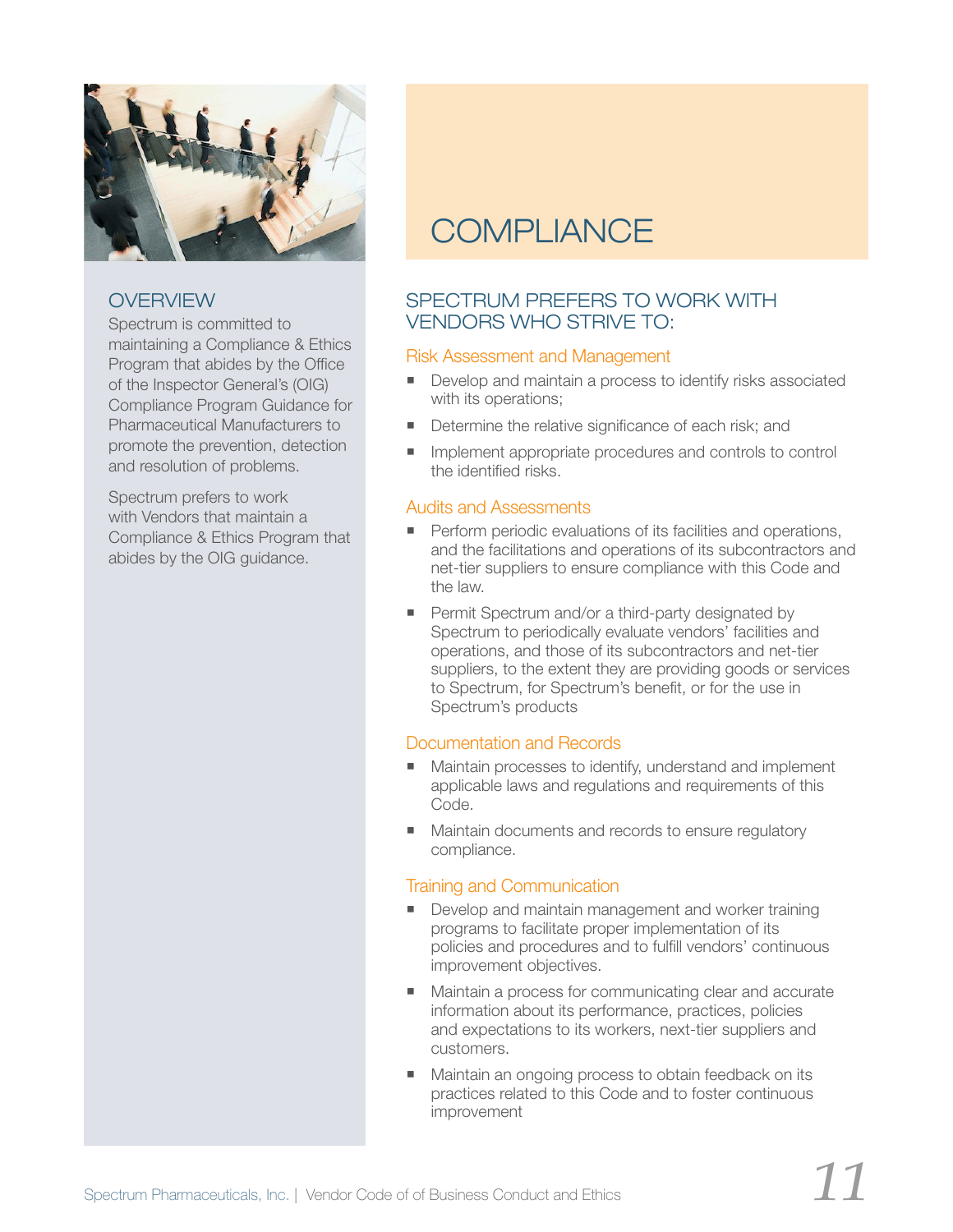# COMPLIANCE

## OVERVIEW

Spectrum is committed to maintaining a Compliance & Ethics Program that abides by the Office of the Inspector General's (OIG) Compliance Program Guidance for Pharmaceutical Manufacturers to promote the prevention, detection and resolution of problems.

Spectrum prefers to work with Vendors that maintain a Compliance & Ethics Program that abides by the OIG guidance.

## SPECTRUM PREFERS TO WORK WITH VENDORS WHO STRIVE TO:

### Risk Assessment and Management

- Develop and maintain a process to identify risks associated with its operations;
- Determine the relative significance of each risk; and
- Implement appropriate procedures and controls to control the identified risks.

### Audits and Assessments

- Perform periodic evaluations of its facilities and operations, and the facilitations and operations of its subcontractors and net-tier suppliers to ensure compliance with this Code and the law.
- Permit Spectrum and/or a third-party designated by Spectrum to periodically evaluate vendors' facilities and operations, and those of its subcontractors and net-tier suppliers, to the extent they are providing goods or services to Spectrum, for Spectrum's benefit, or for the use in Spectrum's products

### Documentation and Records

- Maintain processes to identify, understand and implement applicable laws and regulations and requirements of this Code.
- Maintain documents and records to ensure regulatory compliance.

### Training and Communication

- Develop and maintain management and worker training programs to facilitate proper implementation of its policies and procedures and to fulfill vendors' continuous improvement objectives.
- Maintain a process for communicating clear and accurate information about its performance, practices, policies and expectations to its workers, next-tier suppliers and customers.
- Maintain an ongoing process to obtain feedback on its practices related to this Code and to foster continuous improvement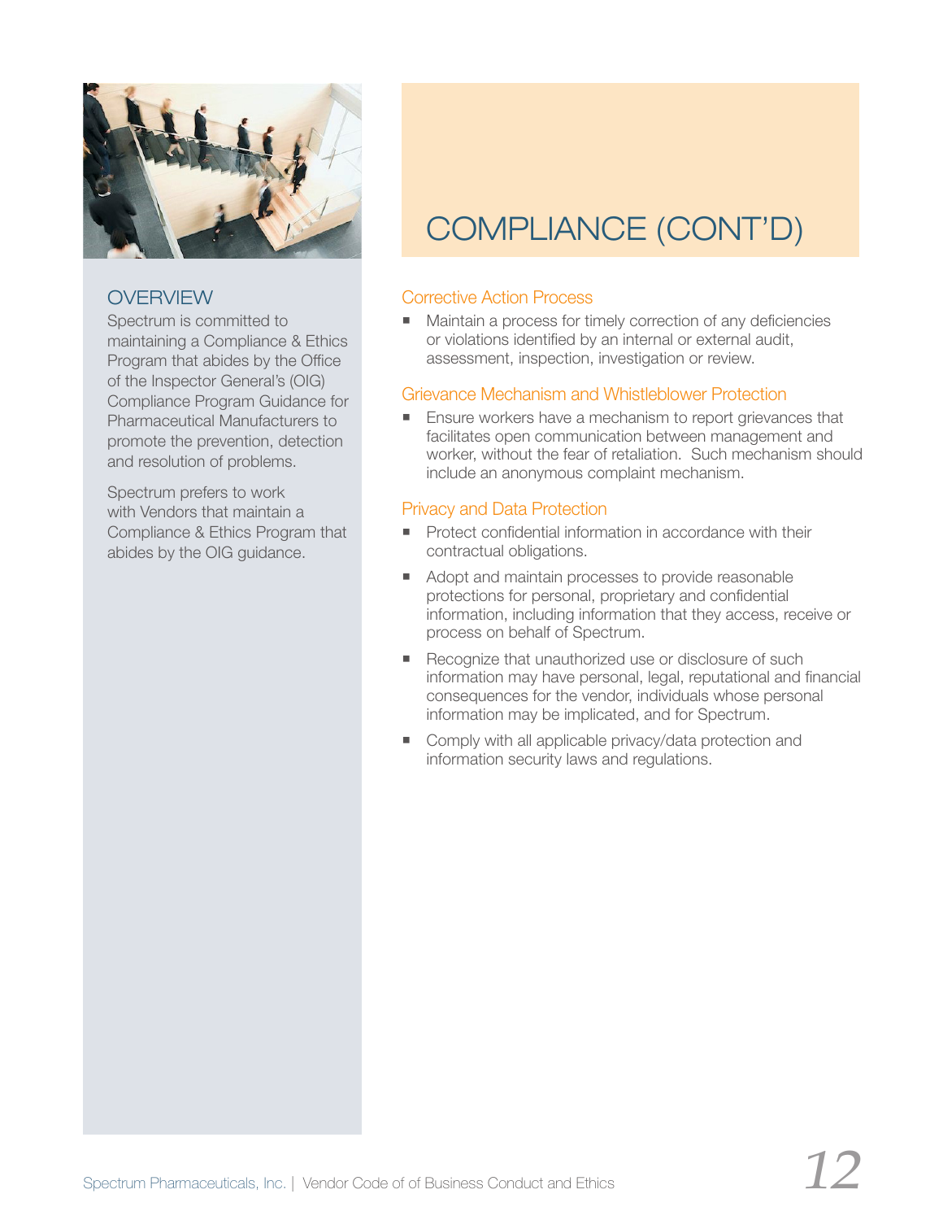## OVERVIEW

Spectrum is committed to maintaining a Compliance & Ethics Program that abides by the Office of the Inspector General's (OIG) Compliance Program Guidance for Pharmaceutical Manufacturers to promote the prevention, detection and resolution of problems.

Spectrum prefers to work with Vendors that maintain a Compliance & Ethics Program that abides by the OIG guidance.

# COMPLIANCE (CONT'D)

### Corrective Action Process

- Maintain a process for timely correction of any deficiencies or violations identified by an internal or external audit, assessment, inspection, investigation or review.

### Grievance Mechanism and Whistleblower Protection

- Ensure workers have a mechanism to report grievances that facilitates open communication between management and worker, without the fear of retaliation. Such mechanism should include an anonymous complaint mechanism.

### Privacy and Data Protection

- Protect confidential information in accordance with their contractual obligations.
- Adopt and maintain processes to provide reasonable protections for personal, proprietary and confidential information, including information that they access, receive or process on behalf of Spectrum.
- Recognize that unauthorized use or disclosure of such information may have personal, legal, reputational and financial consequences for the vendor, individuals whose personal information may be implicated, and for Spectrum.
- Comply with all applicable privacy/data protection and information security laws and regulations.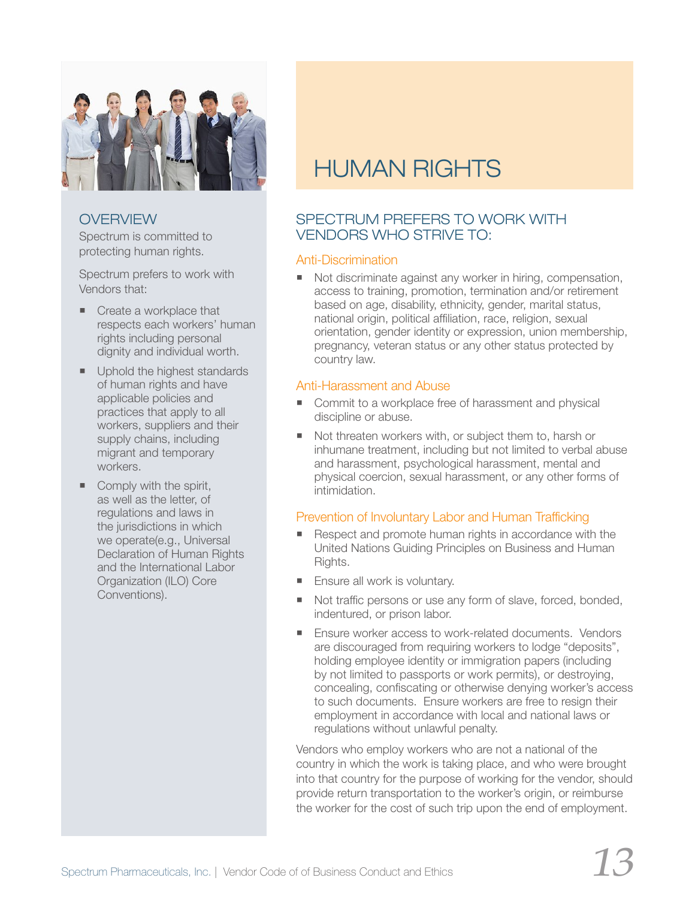# HUMAN RIGHTS

## OVERVIEW

Spectrum is committed to protecting human rights.

Spectrum prefers to work with Vendors that:

- Create a workplace that respects each workers' human rights including personal dignity and individual worth.
- Uphold the highest standards of human rights and have applicable policies and practices that apply to all workers, suppliers and their supply chains, including migrant and temporary workers.
- Comply with the spirit, as well as the letter, of regulations and laws in the jurisdictions in which we operate(e.g., Universal Declaration of Human Rights and the International Labor Organization (ILO) Core Conventions).

## SPECTRUM PREFERS TO WORK WITH VENDORS WHO STRIVE TO:

### Anti-Discrimination

- Not discriminate against any worker in hiring, compensation, access to training, promotion, termination and/or retirement based on age, disability, ethnicity, gender, marital status, national origin, political affiliation, race, religion, sexual orientation, gender identity or expression, union membership, pregnancy, veteran status or any other status protected by country law.

### Anti-Harassment and Abuse

- Commit to a workplace free of harassment and physical discipline or abuse.
- Not threaten workers with, or subject them to, harsh or inhumane treatment, including but not limited to verbal abuse and harassment, psychological harassment, mental and physical coercion, sexual harassment, or any other forms of intimidation.

### Prevention of Involuntary Labor and Human Trafficking

- Respect and promote human rights in accordance with the United Nations Guiding Principles on Business and Human Rights.
- Ensure all work is voluntary.
- Not traffic persons or use any form of slave, forced, bonded, indentured, or prison labor.
- Ensure worker access to work-related documents. Vendors are discouraged from requiring workers to lodge "deposits", holding employee identity or immigration papers (including by not limited to passports or work permits), or destroying, concealing, confiscating or otherwise denying worker's access to such documents. Ensure workers are free to resign their employment in accordance with local and national laws or regulations without unlawful penalty.

Vendors who employ workers who are not a national of the country in which the work is taking place, and who were brought into that country for the purpose of working for the vendor, should provide return transportation to the worker's origin, or reimburse the worker for the cost of such trip upon the end of employment.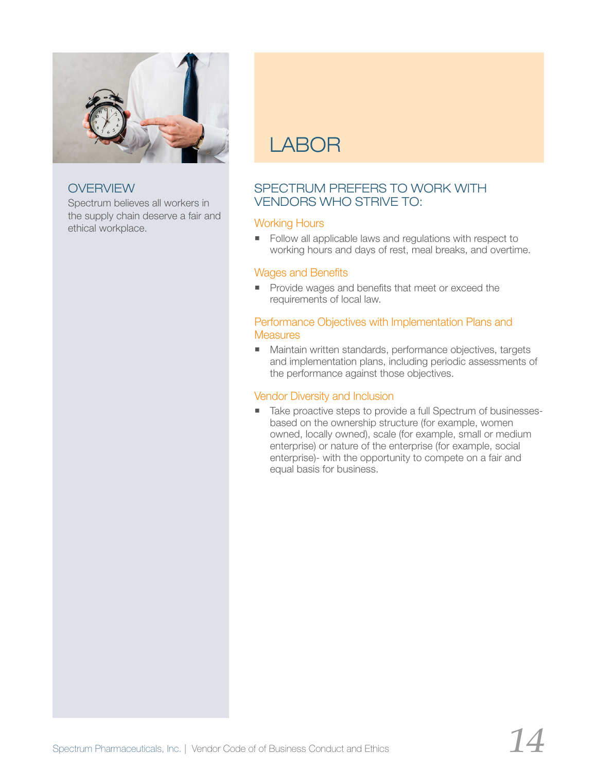## OVERVIEW

Spectrum believes all workers in the supply chain deserve a fair and ethical workplace.

# LABOR

## SPECTRUM PREFERS TO WORK WITH VENDORS WHO STRIVE TO:

### Working Hours

- Follow all applicable laws and regulations with respect to working hours and days of rest, meal breaks, and overtime.

### Wages and Benefits

- Provide wages and benefits that meet or exceed the requirements of local law.

### Performance Objectives with Implementation Plans and Measures

- Maintain written standards, performance objectives, targets and implementation plans, including periodic assessments of the performance against those objectives.

### Vendor Diversity and Inclusion

- Take proactive steps to provide a full Spectrum of businesses-based on the ownership structure (for example, women owned, locally owned), scale (for example, small or medium enterprise) or nature of the enterprise (for example, social enterprise)- with the opportunity to compete on a fair and equal basis for business.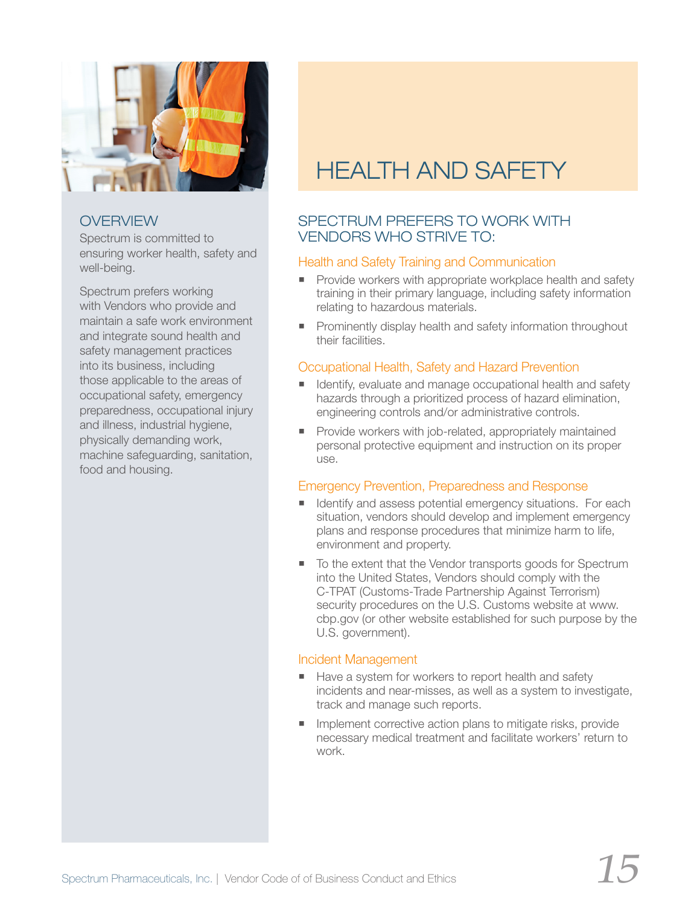# HEALTH AND SAFETY

## OVERVIEW

Spectrum is committed to ensuring worker health, safety and well-being.

Spectrum prefers working with Vendors who provide and maintain a safe work environment and integrate sound health and safety management practices into its business, including those applicable to the areas of occupational safety, emergency preparedness, occupational injury and illness, industrial hygiene, physically demanding work, machine safeguarding, sanitation, food and housing.

## SPECTRUM PREFERS TO WORK WITH VENDORS WHO STRIVE TO:

### Health and Safety Training and Communication

- Provide workers with appropriate workplace health and safety training in their primary language, including safety information relating to hazardous materials.
- Prominently display health and safety information throughout their facilities.

### Occupational Health, Safety and Hazard Prevention

- Identify, evaluate and manage occupational health and safety hazards through a prioritized process of hazard elimination, engineering controls and/or administrative controls.
- Provide workers with job-related, appropriately maintained personal protective equipment and instruction on its proper use.

### Emergency Prevention, Preparedness and Response

- Identify and assess potential emergency situations. For each situation, vendors should develop and implement emergency plans and response procedures that minimize harm to life, environment and property.
- To the extent that the Vendor transports goods for Spectrum into the United States, Vendors should comply with the C-TPAT (Customs-Trade Partnership Against Terrorism) security procedures on the U.S. Customs website at www.cbp.gov (or other website established for such purpose by the U.S. government).

### Incident Management

- Have a system for workers to report health and safety incidents and near-misses, as well as a system to investigate, track and manage such reports.
- Implement corrective action plans to mitigate risks, provide necessary medical treatment and facilitate workers' return to work.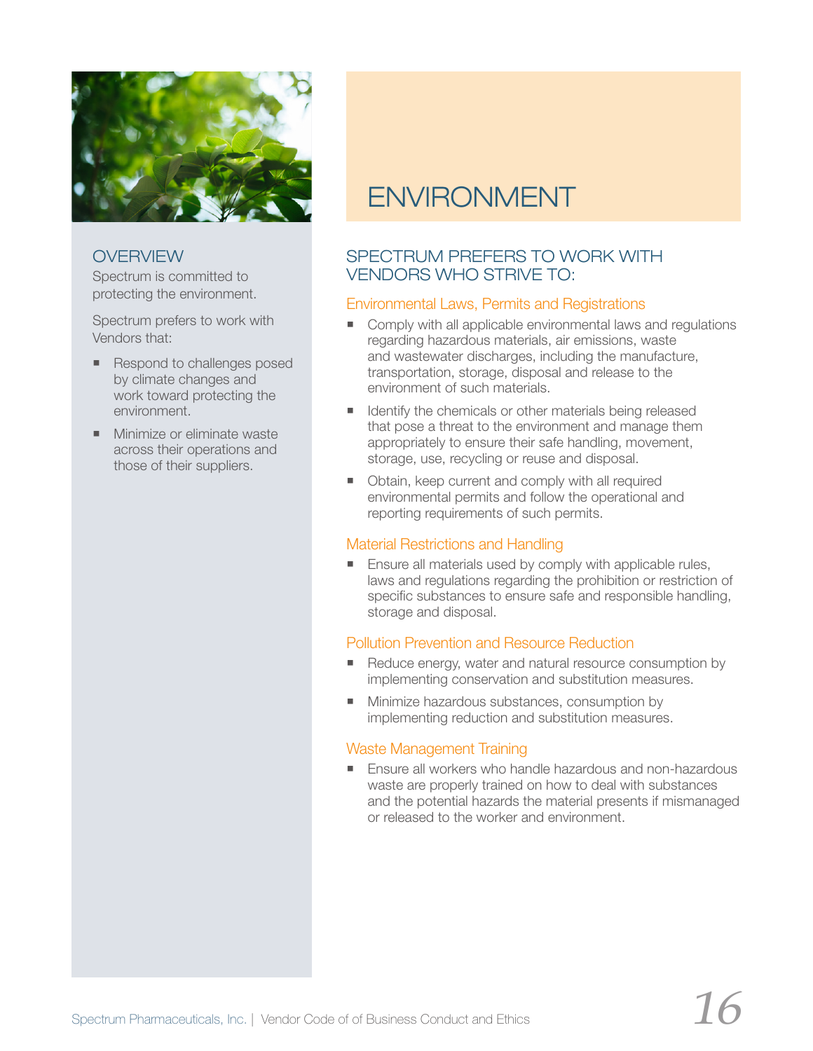## OVERVIEW

Spectrum is committed to protecting the environment.

Spectrum prefers to work with Vendors that:

- Respond to challenges posed by climate changes and work toward protecting the environment.
- Minimize or eliminate waste across their operations and those of their suppliers.

# ENVIRONMENT

## SPECTRUM PREFERS TO WORK WITH VENDORS WHO STRIVE TO:

### Environmental Laws, Permits and Registrations

- Comply with all applicable environmental laws and regulations regarding hazardous materials, air emissions, waste and wastewater discharges, including the manufacture, transportation, storage, disposal and release to the environment of such materials.
- Identify the chemicals or other materials being released that pose a threat to the environment and manage them appropriately to ensure their safe handling, movement, storage, use, recycling or reuse and disposal.
- Obtain, keep current and comply with all required environmental permits and follow the operational and reporting requirements of such permits.

### Material Restrictions and Handling

- Ensure all materials used by comply with applicable rules, laws and regulations regarding the prohibition or restriction of specific substances to ensure safe and responsible handling, storage and disposal.

### Pollution Prevention and Resource Reduction

- Reduce energy, water and natural resource consumption by implementing conservation and substitution measures.
- Minimize hazardous substances, consumption by implementing reduction and substitution measures.

### Waste Management Training

- Ensure all workers who handle hazardous and non-hazardous waste are properly trained on how to deal with substances and the potential hazards the material presents if mismanaged or released to the worker and environment.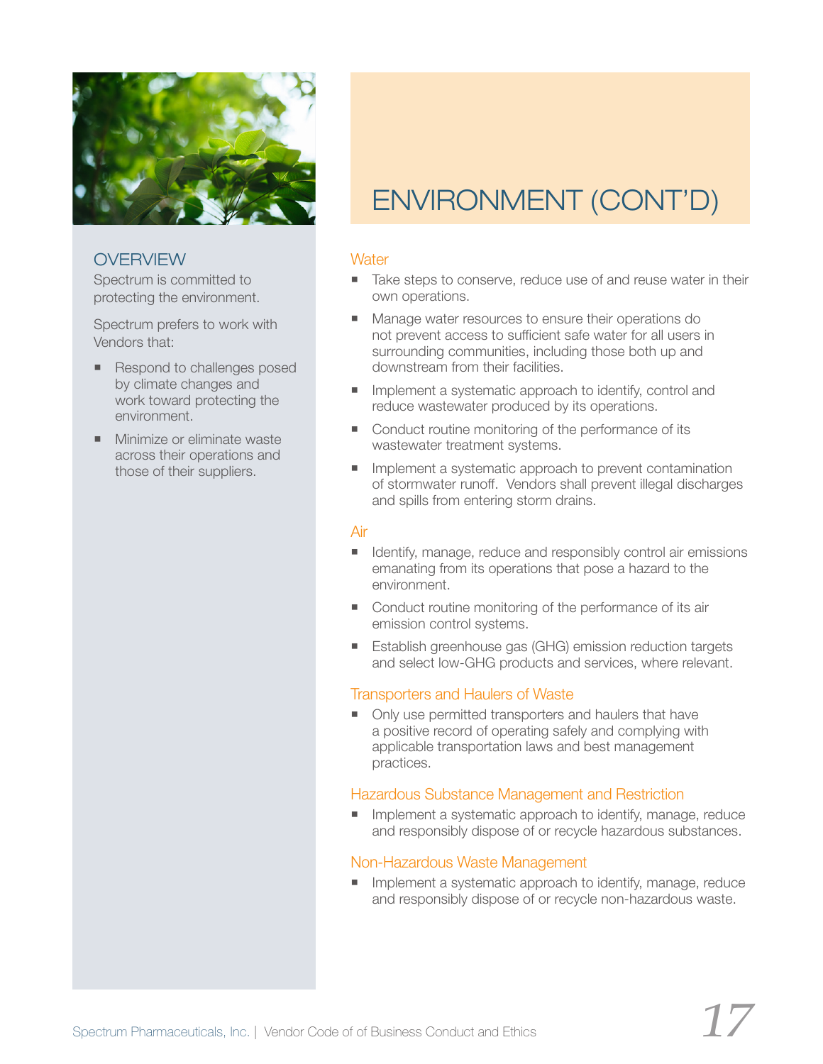## OVERVIEW

Spectrum is committed to protecting the environment.

Spectrum prefers to work with Vendors that:

- Respond to challenges posed by climate changes and work toward protecting the environment.
- Minimize or eliminate waste across their operations and those of their suppliers.

# ENVIRONMENT (CONT'D)

### Water

- Take steps to conserve, reduce use of and reuse water in their own operations.
- Manage water resources to ensure their operations do not prevent access to sufficient safe water for all users in surrounding communities, including those both up and downstream from their facilities.
- Implement a systematic approach to identify, control and reduce wastewater produced by its operations.
- Conduct routine monitoring of the performance of its wastewater treatment systems.
- Implement a systematic approach to prevent contamination of stormwater runoff. Vendors shall prevent illegal discharges and spills from entering storm drains.

### Air

- Identify, manage, reduce and responsibly control air emissions emanating from its operations that pose a hazard to the environment.
- Conduct routine monitoring of the performance of its air emission control systems.
- Establish greenhouse gas (GHG) emission reduction targets and select low-GHG products and services, where relevant.

### Transporters and Haulers of Waste

- Only use permitted transporters and haulers that have a positive record of operating safely and complying with applicable transportation laws and best management practices.

### Hazardous Substance Management and Restriction

- Implement a systematic approach to identify, manage, reduce and responsibly dispose of or recycle hazardous substances.

### Non-Hazardous Waste Management

- Implement a systematic approach to identify, manage, reduce and responsibly dispose of or recycle non-hazardous waste.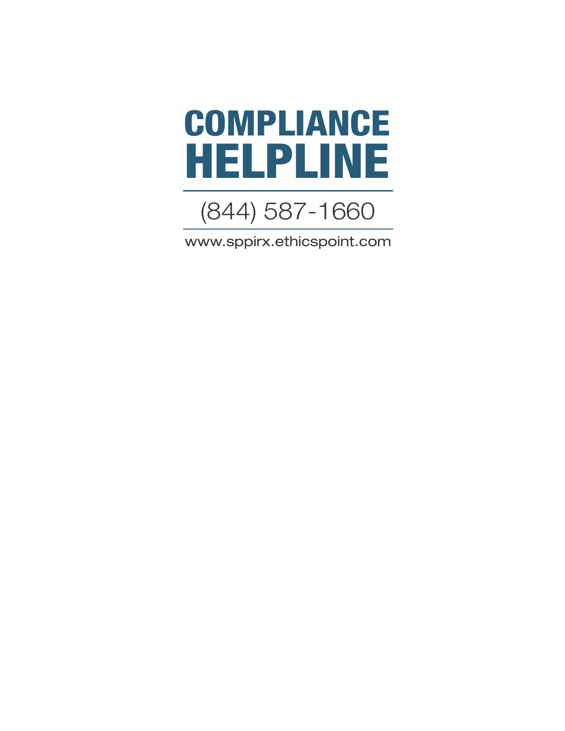# COMPLIANCE HELPLINE

(844) 587-1660

www.sppirx.ethicspoint.com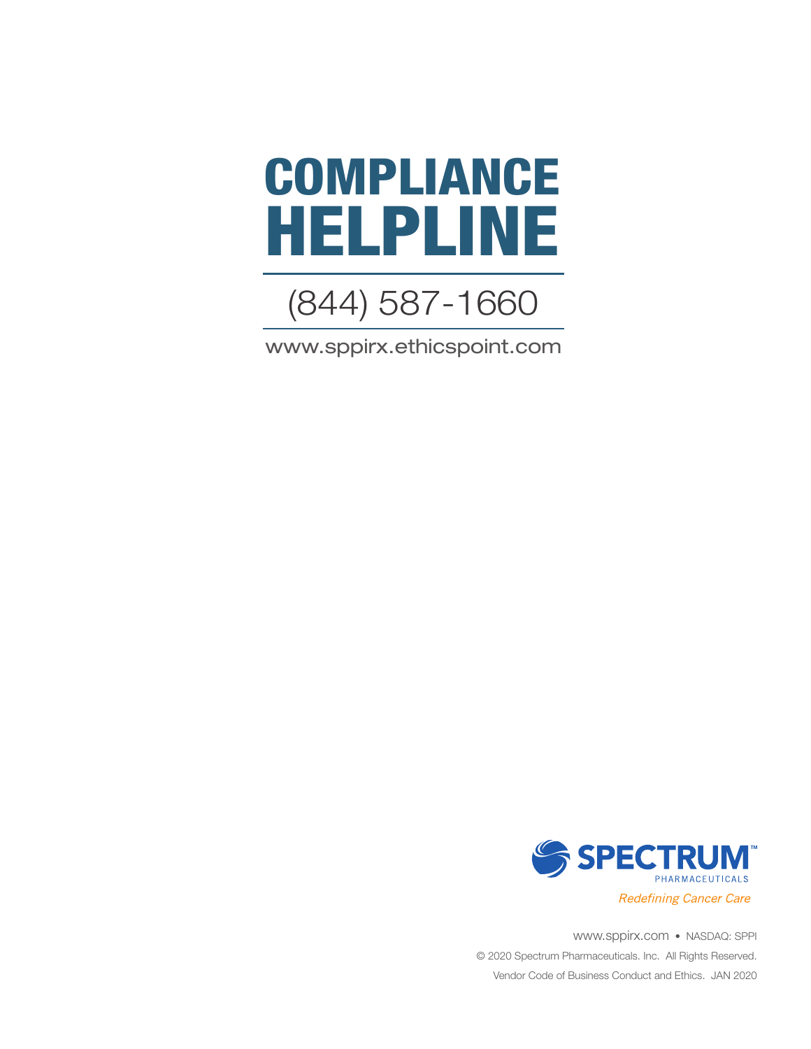# COMPLIANCE HELPLINE

(844) 587-1660

www.sppirx.ethicspoint.com

SPECTRUM PHARMACEUTICALS

*Redefining Cancer Care*

www.sppirx.com • NASDAQ: SPPI

© 2020 Spectrum Pharmaceuticals. Inc. All Rights Reserved.

Vendor Code of Business Conduct and Ethics. JAN 2020